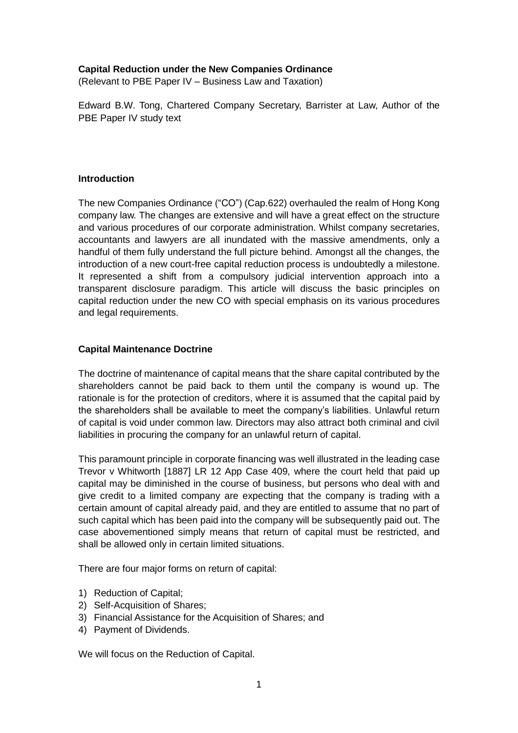**Capital Reduction under the New Companies Ordinance**
(Relevant to PBE Paper IV – Business Law and Taxation)

Edward B.W. Tong, Chartered Company Secretary, Barrister at Law, Author of the PBE Paper IV study text

**Introduction**

The new Companies Ordinance ("CO") (Cap.622) overhauled the realm of Hong Kong company law. The changes are extensive and will have a great effect on the structure and various procedures of our corporate administration. Whilst company secretaries, accountants and lawyers are all inundated with the massive amendments, only a handful of them fully understand the full picture behind. Amongst all the changes, the introduction of a new court-free capital reduction process is undoubtedly a milestone. It represented a shift from a compulsory judicial intervention approach into a transparent disclosure paradigm. This article will discuss the basic principles on capital reduction under the new CO with special emphasis on its various procedures and legal requirements.

**Capital Maintenance Doctrine**

The doctrine of maintenance of capital means that the share capital contributed by the shareholders cannot be paid back to them until the company is wound up. The rationale is for the protection of creditors, where it is assumed that the capital paid by the shareholders shall be available to meet the company's liabilities. Unlawful return of capital is void under common law. Directors may also attract both criminal and civil liabilities in procuring the company for an unlawful return of capital.

This paramount principle in corporate financing was well illustrated in the leading case Trevor v Whitworth [1887] LR 12 App Case 409, where the court held that paid up capital may be diminished in the course of business, but persons who deal with and give credit to a limited company are expecting that the company is trading with a certain amount of capital already paid, and they are entitled to assume that no part of such capital which has been paid into the company will be subsequently paid out. The case abovementioned simply means that return of capital must be restricted, and shall be allowed only in certain limited situations.

There are four major forms on return of capital:

1) Reduction of Capital;
2) Self-Acquisition of Shares;
3) Financial Assistance for the Acquisition of Shares; and
4) Payment of Dividends.

We will focus on the Reduction of Capital.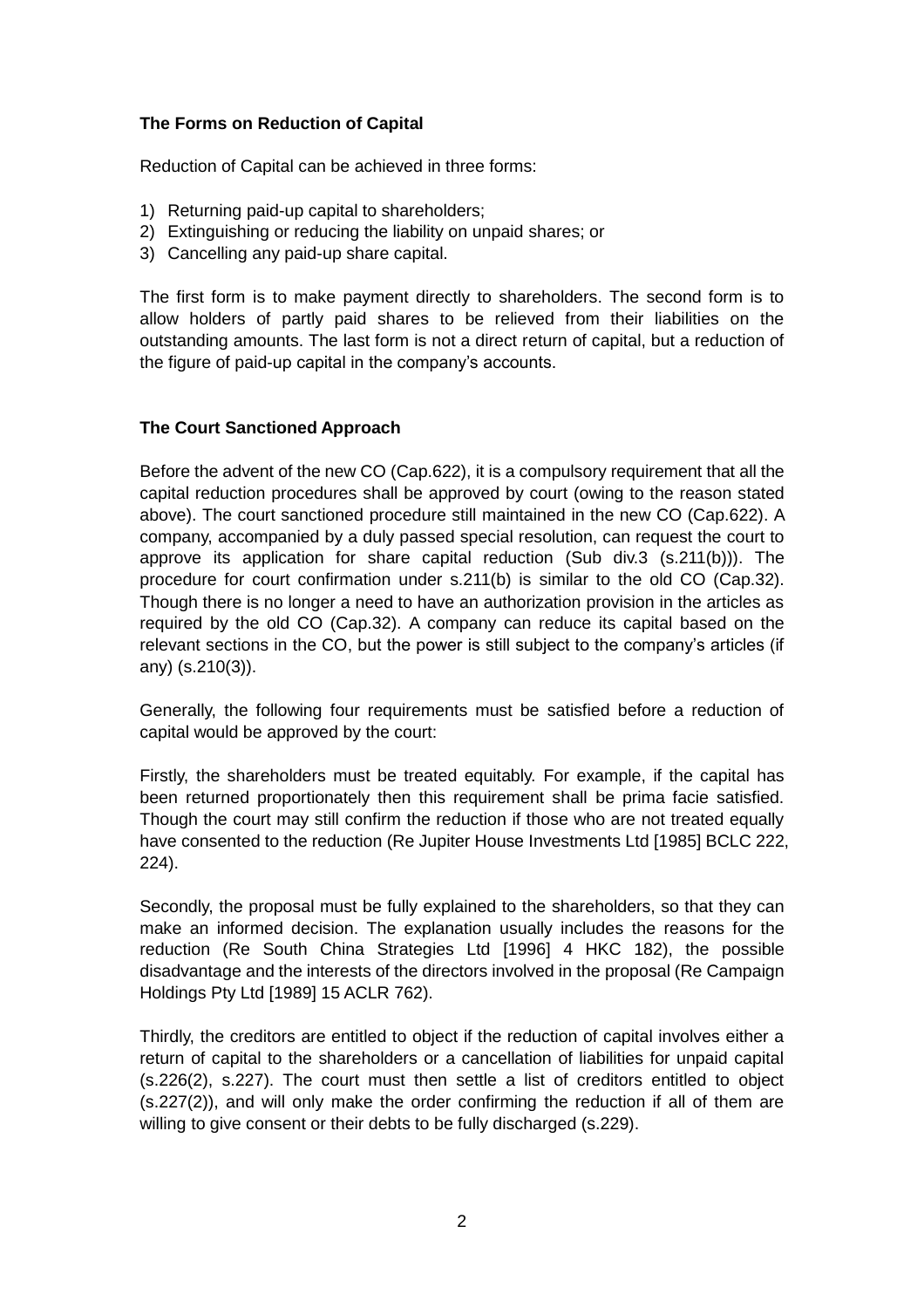**The Forms on Reduction of Capital**

Reduction of Capital can be achieved in three forms:

1) Returning paid-up capital to shareholders;
2) Extinguishing or reducing the liability on unpaid shares; or
3) Cancelling any paid-up share capital.

The first form is to make payment directly to shareholders. The second form is to allow holders of partly paid shares to be relieved from their liabilities on the outstanding amounts. The last form is not a direct return of capital, but a reduction of the figure of paid-up capital in the company's accounts.

**The Court Sanctioned Approach**

Before the advent of the new CO (Cap.622), it is a compulsory requirement that all the capital reduction procedures shall be approved by court (owing to the reason stated above). The court sanctioned procedure still maintained in the new CO (Cap.622). A company, accompanied by a duly passed special resolution, can request the court to approve its application for share capital reduction (Sub div.3 (s.211(b))). The procedure for court confirmation under s.211(b) is similar to the old CO (Cap.32). Though there is no longer a need to have an authorization provision in the articles as required by the old CO (Cap.32). A company can reduce its capital based on the relevant sections in the CO, but the power is still subject to the company's articles (if any) (s.210(3)).

Generally, the following four requirements must be satisfied before a reduction of capital would be approved by the court:

Firstly, the shareholders must be treated equitably. For example, if the capital has been returned proportionately then this requirement shall be prima facie satisfied. Though the court may still confirm the reduction if those who are not treated equally have consented to the reduction (Re Jupiter House Investments Ltd [1985] BCLC 222, 224).

Secondly, the proposal must be fully explained to the shareholders, so that they can make an informed decision. The explanation usually includes the reasons for the reduction (Re South China Strategies Ltd [1996] 4 HKC 182), the possible disadvantage and the interests of the directors involved in the proposal (Re Campaign Holdings Pty Ltd [1989] 15 ACLR 762).

Thirdly, the creditors are entitled to object if the reduction of capital involves either a return of capital to the shareholders or a cancellation of liabilities for unpaid capital (s.226(2), s.227). The court must then settle a list of creditors entitled to object (s.227(2)), and will only make the order confirming the reduction if all of them are willing to give consent or their debts to be fully discharged (s.229).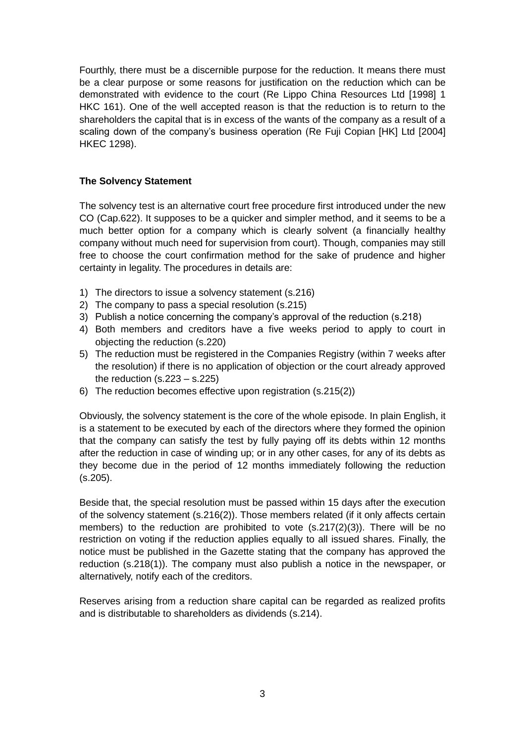Fourthly, there must be a discernible purpose for the reduction. It means there must be a clear purpose or some reasons for justification on the reduction which can be demonstrated with evidence to the court (Re Lippo China Resources Ltd [1998] 1 HKC 161). One of the well accepted reason is that the reduction is to return to the shareholders the capital that is in excess of the wants of the company as a result of a scaling down of the company's business operation (Re Fuji Copian [HK] Ltd [2004] HKEC 1298).

**The Solvency Statement**

The solvency test is an alternative court free procedure first introduced under the new CO (Cap.622). It supposes to be a quicker and simpler method, and it seems to be a much better option for a company which is clearly solvent (a financially healthy company without much need for supervision from court). Though, companies may still free to choose the court confirmation method for the sake of prudence and higher certainty in legality. The procedures in details are:

1) The directors to issue a solvency statement (s.216)
2) The company to pass a special resolution (s.215)
3) Publish a notice concerning the company's approval of the reduction (s.218)
4) Both members and creditors have a five weeks period to apply to court in objecting the reduction (s.220)
5) The reduction must be registered in the Companies Registry (within 7 weeks after the resolution) if there is no application of objection or the court already approved the reduction (s.223 – s.225)
6) The reduction becomes effective upon registration (s.215(2))

Obviously, the solvency statement is the core of the whole episode. In plain English, it is a statement to be executed by each of the directors where they formed the opinion that the company can satisfy the test by fully paying off its debts within 12 months after the reduction in case of winding up; or in any other cases, for any of its debts as they become due in the period of 12 months immediately following the reduction (s.205).

Beside that, the special resolution must be passed within 15 days after the execution of the solvency statement (s.216(2)). Those members related (if it only affects certain members) to the reduction are prohibited to vote (s.217(2)(3)). There will be no restriction on voting if the reduction applies equally to all issued shares. Finally, the notice must be published in the Gazette stating that the company has approved the reduction (s.218(1)). The company must also publish a notice in the newspaper, or alternatively, notify each of the creditors.

Reserves arising from a reduction share capital can be regarded as realized profits and is distributable to shareholders as dividends (s.214).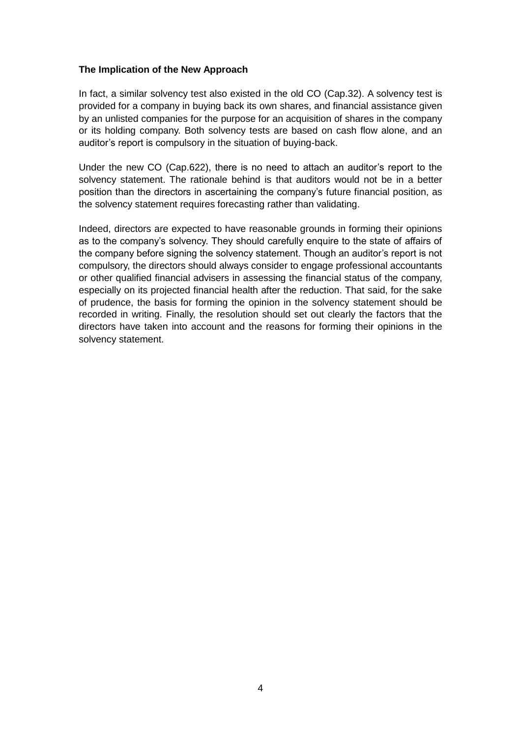**The Implication of the New Approach**

In fact, a similar solvency test also existed in the old CO (Cap.32). A solvency test is provided for a company in buying back its own shares, and financial assistance given by an unlisted companies for the purpose for an acquisition of shares in the company or its holding company. Both solvency tests are based on cash flow alone, and an auditor's report is compulsory in the situation of buying-back.

Under the new CO (Cap.622), there is no need to attach an auditor's report to the solvency statement. The rationale behind is that auditors would not be in a better position than the directors in ascertaining the company's future financial position, as the solvency statement requires forecasting rather than validating.

Indeed, directors are expected to have reasonable grounds in forming their opinions as to the company's solvency. They should carefully enquire to the state of affairs of the company before signing the solvency statement. Though an auditor's report is not compulsory, the directors should always consider to engage professional accountants or other qualified financial advisers in assessing the financial status of the company, especially on its projected financial health after the reduction. That said, for the sake of prudence, the basis for forming the opinion in the solvency statement should be recorded in writing. Finally, the resolution should set out clearly the factors that the directors have taken into account and the reasons for forming their opinions in the solvency statement.